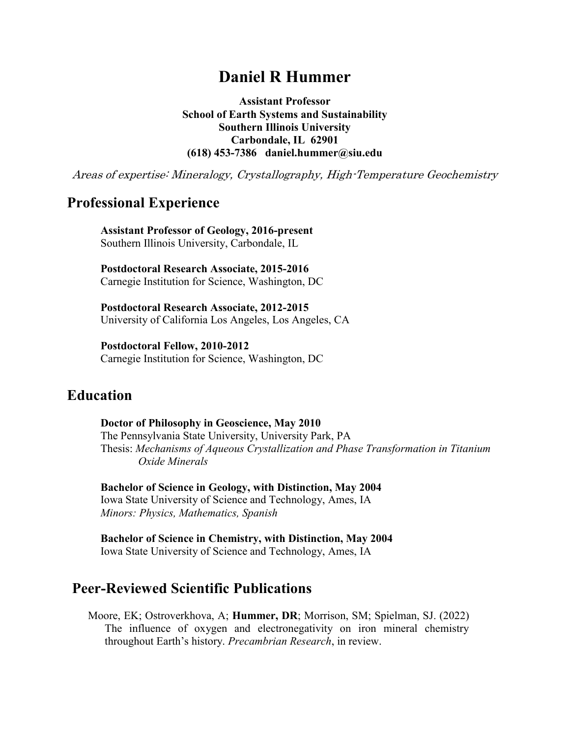# Daniel R Hummer

**Assistant Professor**
**School of Earth Systems and Sustainability**
**Southern Illinois University**
**Carbondale, IL 62901**
**(618) 453-7386 daniel.hummer@siu.edu**

*Areas of expertise: Mineralogy, Crystallography, High-Temperature Geochemistry*

## Professional Experience

**Assistant Professor of Geology, 2016-present**
Southern Illinois University, Carbondale, IL

**Postdoctoral Research Associate, 2015-2016**
Carnegie Institution for Science, Washington, DC

**Postdoctoral Research Associate, 2012-2015**
University of California Los Angeles, Los Angeles, CA

**Postdoctoral Fellow, 2010-2012**
Carnegie Institution for Science, Washington, DC

## Education

**Doctor of Philosophy in Geoscience, May 2010**
The Pennsylvania State University, University Park, PA
Thesis: *Mechanisms of Aqueous Crystallization and Phase Transformation in Titanium Oxide Minerals*

**Bachelor of Science in Geology, with Distinction, May 2004**
Iowa State University of Science and Technology, Ames, IA
*Minors: Physics, Mathematics, Spanish*

**Bachelor of Science in Chemistry, with Distinction, May 2004**
Iowa State University of Science and Technology, Ames, IA

## Peer-Reviewed Scientific Publications

Moore, EK; Ostroverkhova, A; **Hummer, DR**; Morrison, SM; Spielman, SJ. (2022) The influence of oxygen and electronegativity on iron mineral chemistry throughout Earth's history. *Precambrian Research*, in review.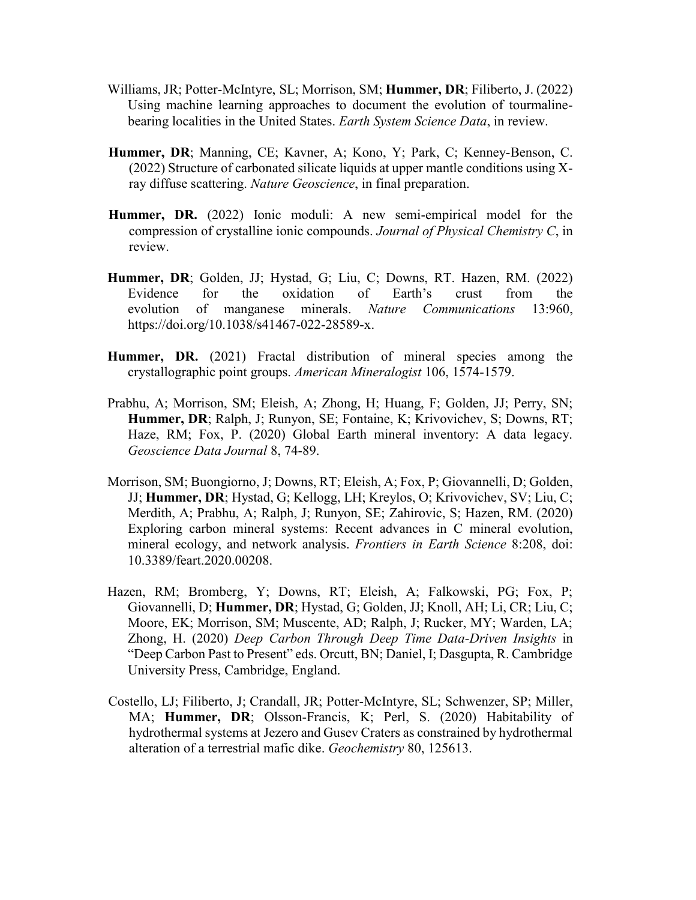Williams, JR; Potter-McIntyre, SL; Morrison, SM; **Hummer, DR**; Filiberto, J. (2022) Using machine learning approaches to document the evolution of tourmaline-bearing localities in the United States. *Earth System Science Data*, in review.

**Hummer, DR**; Manning, CE; Kavner, A; Kono, Y; Park, C; Kenney-Benson, C. (2022) Structure of carbonated silicate liquids at upper mantle conditions using X-ray diffuse scattering. *Nature Geoscience*, in final preparation.

**Hummer, DR.** (2022) Ionic moduli: A new semi-empirical model for the compression of crystalline ionic compounds. *Journal of Physical Chemistry C*, in review.

**Hummer, DR**; Golden, JJ; Hystad, G; Liu, C; Downs, RT. Hazen, RM. (2022) Evidence for the oxidation of Earth's crust from the evolution of manganese minerals. *Nature Communications* 13:960, https://doi.org/10.1038/s41467-022-28589-x.

**Hummer, DR.** (2021) Fractal distribution of mineral species among the crystallographic point groups. *American Mineralogist* 106, 1574-1579.

Prabhu, A; Morrison, SM; Eleish, A; Zhong, H; Huang, F; Golden, JJ; Perry, SN; **Hummer, DR**; Ralph, J; Runyon, SE; Fontaine, K; Krivovichev, S; Downs, RT; Haze, RM; Fox, P. (2020) Global Earth mineral inventory: A data legacy. *Geoscience Data Journal* 8, 74-89.

Morrison, SM; Buongiorno, J; Downs, RT; Eleish, A; Fox, P; Giovannelli, D; Golden, JJ; **Hummer, DR**; Hystad, G; Kellogg, LH; Kreylos, O; Krivovichev, SV; Liu, C; Merdith, A; Prabhu, A; Ralph, J; Runyon, SE; Zahirovic, S; Hazen, RM. (2020) Exploring carbon mineral systems: Recent advances in C mineral evolution, mineral ecology, and network analysis. *Frontiers in Earth Science* 8:208, doi: 10.3389/feart.2020.00208.

Hazen, RM; Bromberg, Y; Downs, RT; Eleish, A; Falkowski, PG; Fox, P; Giovannelli, D; **Hummer, DR**; Hystad, G; Golden, JJ; Knoll, AH; Li, CR; Liu, C; Moore, EK; Morrison, SM; Muscente, AD; Ralph, J; Rucker, MY; Warden, LA; Zhong, H. (2020) *Deep Carbon Through Deep Time Data-Driven Insights* in "Deep Carbon Past to Present" eds. Orcutt, BN; Daniel, I; Dasgupta, R. Cambridge University Press, Cambridge, England.

Costello, LJ; Filiberto, J; Crandall, JR; Potter-McIntyre, SL; Schwenzer, SP; Miller, MA; **Hummer, DR**; Olsson-Francis, K; Perl, S. (2020) Habitability of hydrothermal systems at Jezero and Gusev Craters as constrained by hydrothermal alteration of a terrestrial mafic dike. *Geochemistry* 80, 125613.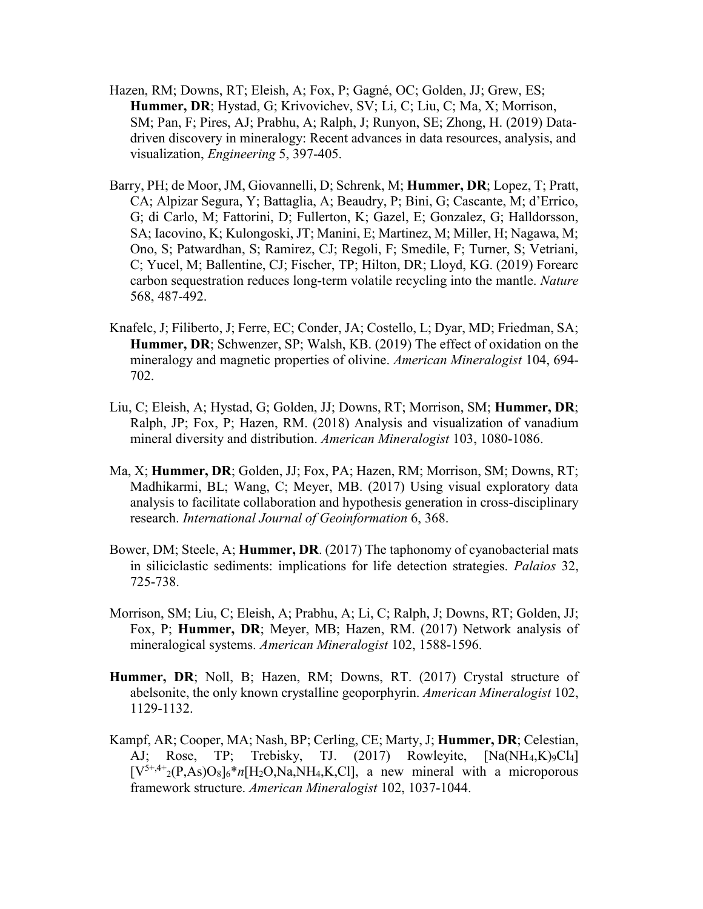Hazen, RM; Downs, RT; Eleish, A; Fox, P; Gagné, OC; Golden, JJ; Grew, ES; **Hummer, DR**; Hystad, G; Krivovichev, SV; Li, C; Liu, C; Ma, X; Morrison, SM; Pan, F; Pires, AJ; Prabhu, A; Ralph, J; Runyon, SE; Zhong, H. (2019) Data-driven discovery in mineralogy: Recent advances in data resources, analysis, and visualization, *Engineering* 5, 397-405.

Barry, PH; de Moor, JM, Giovannelli, D; Schrenk, M; **Hummer, DR**; Lopez, T; Pratt, CA; Alpizar Segura, Y; Battaglia, A; Beaudry, P; Bini, G; Cascante, M; d'Errico, G; di Carlo, M; Fattorini, D; Fullerton, K; Gazel, E; Gonzalez, G; Halldorsson, SA; Iacovino, K; Kulongoski, JT; Manini, E; Martinez, M; Miller, H; Nagawa, M; Ono, S; Patwardhan, S; Ramirez, CJ; Regoli, F; Smedile, F; Turner, S; Vetriani, C; Yucel, M; Ballentine, CJ; Fischer, TP; Hilton, DR; Lloyd, KG. (2019) Forearc carbon sequestration reduces long-term volatile recycling into the mantle. *Nature* 568, 487-492.

Knafelc, J; Filiberto, J; Ferre, EC; Conder, JA; Costello, L; Dyar, MD; Friedman, SA; **Hummer, DR**; Schwenzer, SP; Walsh, KB. (2019) The effect of oxidation on the mineralogy and magnetic properties of olivine. *American Mineralogist* 104, 694-702.

Liu, C; Eleish, A; Hystad, G; Golden, JJ; Downs, RT; Morrison, SM; **Hummer, DR**; Ralph, JP; Fox, P; Hazen, RM. (2018) Analysis and visualization of vanadium mineral diversity and distribution. *American Mineralogist* 103, 1080-1086.

Ma, X; **Hummer, DR**; Golden, JJ; Fox, PA; Hazen, RM; Morrison, SM; Downs, RT; Madhikarmi, BL; Wang, C; Meyer, MB. (2017) Using visual exploratory data analysis to facilitate collaboration and hypothesis generation in cross-disciplinary research. *International Journal of Geoinformation* 6, 368.

Bower, DM; Steele, A; **Hummer, DR**. (2017) The taphonomy of cyanobacterial mats in siliciclastic sediments: implications for life detection strategies. *Palaios* 32, 725-738.

Morrison, SM; Liu, C; Eleish, A; Prabhu, A; Li, C; Ralph, J; Downs, RT; Golden, JJ; Fox, P; **Hummer, DR**; Meyer, MB; Hazen, RM. (2017) Network analysis of mineralogical systems. *American Mineralogist* 102, 1588-1596.

**Hummer, DR**; Noll, B; Hazen, RM; Downs, RT. (2017) Crystal structure of abelsonite, the only known crystalline geoporphyrin. *American Mineralogist* 102, 1129-1132.

Kampf, AR; Cooper, MA; Nash, BP; Cerling, CE; Marty, J; **Hummer, DR**; Celestian, AJ; Rose, TP; Trebisky, TJ. (2017) Rowleyite, $[Na(NH_4,K)_9Cl_4][V^{5+,4+}_2(P,As)O_8]_6*n[H_2O,Na,NH_4,K,Cl]$, a new mineral with a microporous framework structure. *American Mineralogist* 102, 1037-1044.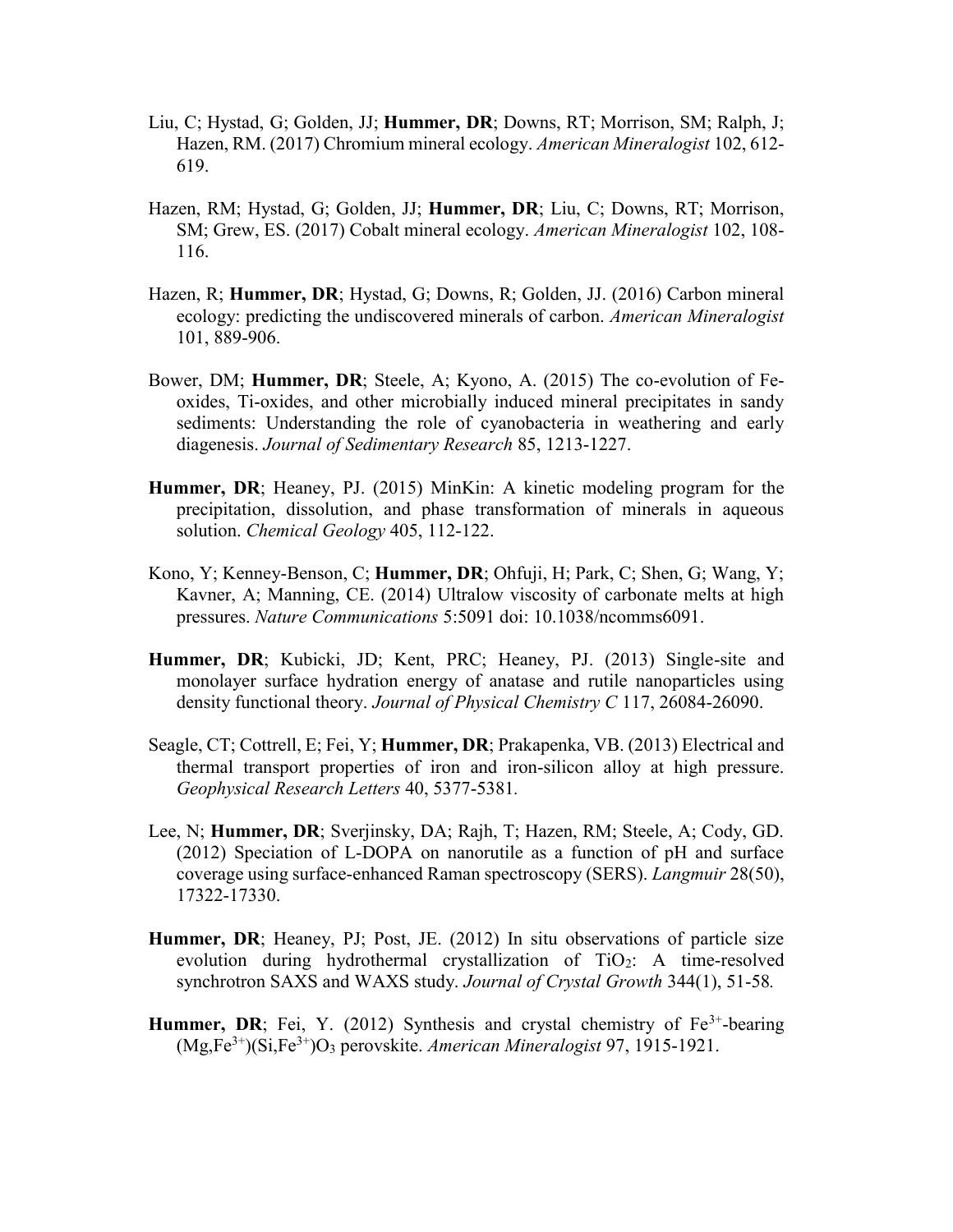Liu, C; Hystad, G; Golden, JJ; **Hummer, DR**; Downs, RT; Morrison, SM; Ralph, J; Hazen, RM. (2017) Chromium mineral ecology. *American Mineralogist* 102, 612-619.

Hazen, RM; Hystad, G; Golden, JJ; **Hummer, DR**; Liu, C; Downs, RT; Morrison, SM; Grew, ES. (2017) Cobalt mineral ecology. *American Mineralogist* 102, 108-116.

Hazen, R; **Hummer, DR**; Hystad, G; Downs, R; Golden, JJ. (2016) Carbon mineral ecology: predicting the undiscovered minerals of carbon. *American Mineralogist* 101, 889-906.

Bower, DM; **Hummer, DR**; Steele, A; Kyono, A. (2015) The co-evolution of Fe-oxides, Ti-oxides, and other microbially induced mineral precipitates in sandy sediments: Understanding the role of cyanobacteria in weathering and early diagenesis. *Journal of Sedimentary Research* 85, 1213-1227.

**Hummer, DR**; Heaney, PJ. (2015) MinKin: A kinetic modeling program for the precipitation, dissolution, and phase transformation of minerals in aqueous solution. *Chemical Geology* 405, 112-122.

Kono, Y; Kenney-Benson, C; **Hummer, DR**; Ohfuji, H; Park, C; Shen, G; Wang, Y; Kavner, A; Manning, CE. (2014) Ultralow viscosity of carbonate melts at high pressures. *Nature Communications* 5:5091 doi: 10.1038/ncomms6091.

**Hummer, DR**; Kubicki, JD; Kent, PRC; Heaney, PJ. (2013) Single-site and monolayer surface hydration energy of anatase and rutile nanoparticles using density functional theory. *Journal of Physical Chemistry C* 117, 26084-26090.

Seagle, CT; Cottrell, E; Fei, Y; **Hummer, DR**; Prakapenka, VB. (2013) Electrical and thermal transport properties of iron and iron-silicon alloy at high pressure. *Geophysical Research Letters* 40, 5377-5381.

Lee, N; **Hummer, DR**; Sverjinsky, DA; Rajh, T; Hazen, RM; Steele, A; Cody, GD. (2012) Speciation of L-DOPA on nanorutile as a function of pH and surface coverage using surface-enhanced Raman spectroscopy (SERS). *Langmuir* 28(50), 17322-17330.

**Hummer, DR**; Heaney, PJ; Post, JE. (2012) In situ observations of particle size evolution during hydrothermal crystallization of $TiO_2$: A time-resolved synchrotron SAXS and WAXS study. *Journal of Crystal Growth* 344(1), 51-58.

**Hummer, DR**; Fei, Y. (2012) Synthesis and crystal chemistry of $Fe^{3+}$-bearing $(Mg,Fe^{3+})(Si,Fe^{3+})O_3$ perovskite. *American Mineralogist* 97, 1915-1921.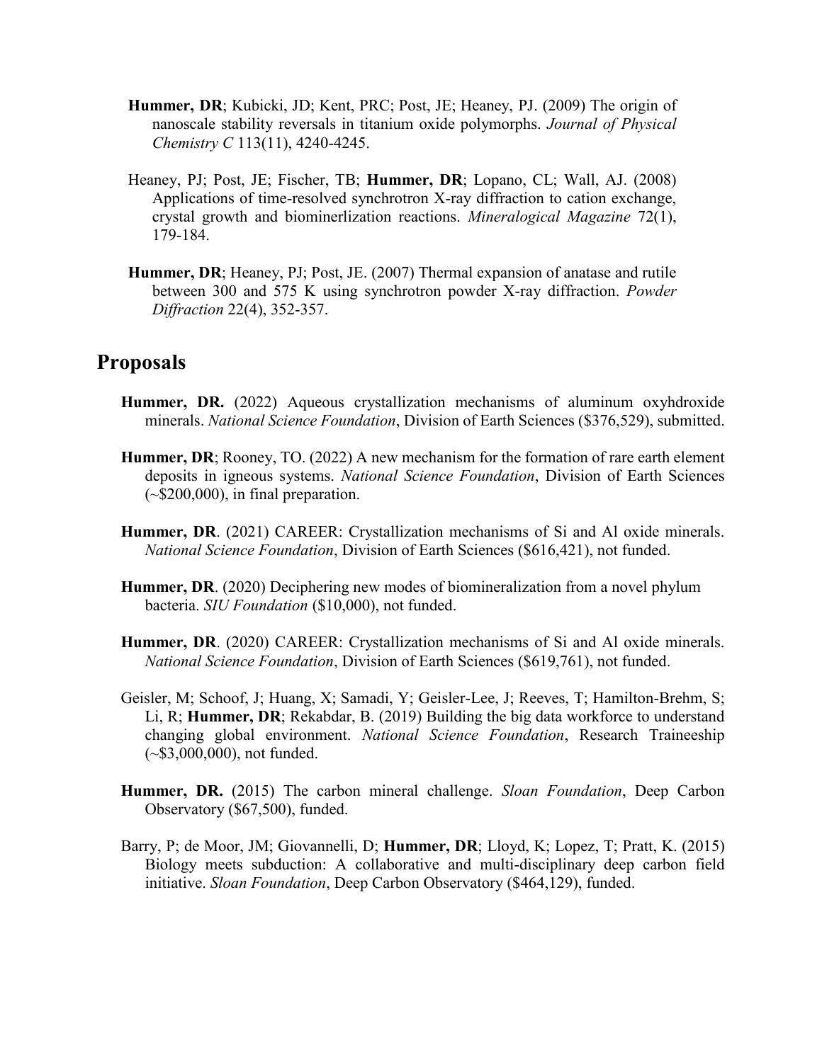**Hummer, DR**; Kubicki, JD; Kent, PRC; Post, JE; Heaney, PJ. (2009) The origin of nanoscale stability reversals in titanium oxide polymorphs. *Journal of Physical Chemistry C* 113(11), 4240-4245.

Heaney, PJ; Post, JE; Fischer, TB; **Hummer, DR**; Lopano, CL; Wall, AJ. (2008) Applications of time-resolved synchrotron X-ray diffraction to cation exchange, crystal growth and biominerlization reactions. *Mineralogical Magazine* 72(1), 179-184.

**Hummer, DR**; Heaney, PJ; Post, JE. (2007) Thermal expansion of anatase and rutile between 300 and 575 K using synchrotron powder X-ray diffraction. *Powder Diffraction* 22(4), 352-357.

## Proposals

**Hummer, DR.** (2022) Aqueous crystallization mechanisms of aluminum oxyhdroxide minerals. *National Science Foundation*, Division of Earth Sciences ($376,529), submitted.

**Hummer, DR**; Rooney, TO. (2022) A new mechanism for the formation of rare earth element deposits in igneous systems. *National Science Foundation*, Division of Earth Sciences (~$200,000), in final preparation.

**Hummer, DR**. (2021) CAREER: Crystallization mechanisms of Si and Al oxide minerals. *National Science Foundation*, Division of Earth Sciences ($616,421), not funded.

**Hummer, DR**. (2020) Deciphering new modes of biomineralization from a novel phylum bacteria. *SIU Foundation* ($10,000), not funded.

**Hummer, DR**. (2020) CAREER: Crystallization mechanisms of Si and Al oxide minerals. *National Science Foundation*, Division of Earth Sciences ($619,761), not funded.

Geisler, M; Schoof, J; Huang, X; Samadi, Y; Geisler-Lee, J; Reeves, T; Hamilton-Brehm, S; Li, R; **Hummer, DR**; Rekabdar, B. (2019) Building the big data workforce to understand changing global environment. *National Science Foundation*, Research Traineeship (~$3,000,000), not funded.

**Hummer, DR.** (2015) The carbon mineral challenge. *Sloan Foundation*, Deep Carbon Observatory ($67,500), funded.

Barry, P; de Moor, JM; Giovannelli, D; **Hummer, DR**; Lloyd, K; Lopez, T; Pratt, K. (2015) Biology meets subduction: A collaborative and multi-disciplinary deep carbon field initiative. *Sloan Foundation*, Deep Carbon Observatory ($464,129), funded.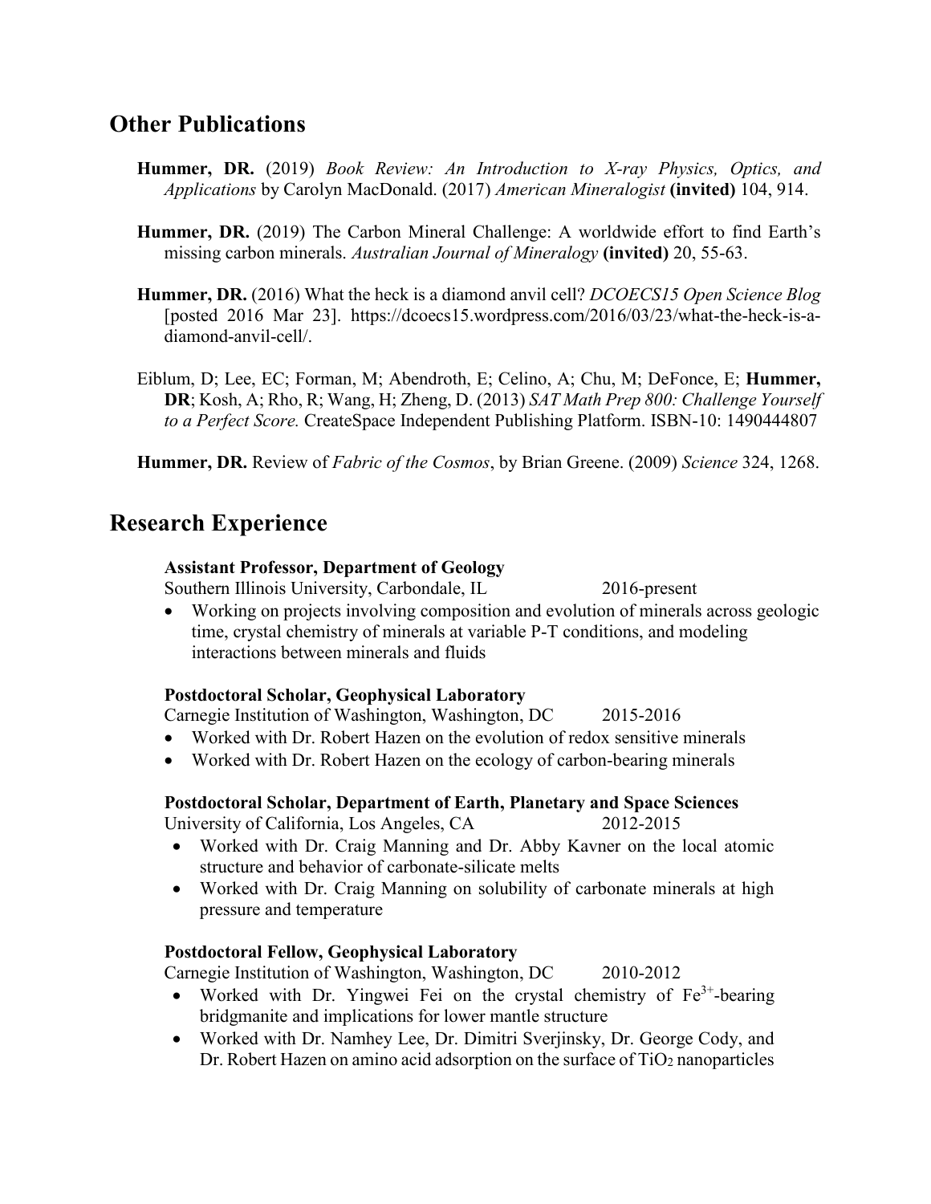## Other Publications

**Hummer, DR.** (2019) *Book Review: An Introduction to X-ray Physics, Optics, and Applications* by Carolyn MacDonald. (2017) *American Mineralogist* **(invited)** 104, 914.

**Hummer, DR.** (2019) The Carbon Mineral Challenge: A worldwide effort to find Earth's missing carbon minerals. *Australian Journal of Mineralogy* **(invited)** 20, 55-63.

**Hummer, DR.** (2016) What the heck is a diamond anvil cell? *DCOECS15 Open Science Blog* [posted 2016 Mar 23]. https://dcoecs15.wordpress.com/2016/03/23/what-the-heck-is-a-diamond-anvil-cell/.

Eiblum, D; Lee, EC; Forman, M; Abendroth, E; Celino, A; Chu, M; DeFonce, E; **Hummer, DR**; Kosh, A; Rho, R; Wang, H; Zheng, D. (2013) *SAT Math Prep 800: Challenge Yourself to a Perfect Score.* CreateSpace Independent Publishing Platform. ISBN-10: 1490444807

**Hummer, DR.** Review of *Fabric of the Cosmos*, by Brian Greene. (2009) *Science* 324, 1268.

## Research Experience

**Assistant Professor, Department of Geology**
Southern Illinois University, Carbondale, IL 2016-present

- Working on projects involving composition and evolution of minerals across geologic time, crystal chemistry of minerals at variable P-T conditions, and modeling interactions between minerals and fluids

**Postdoctoral Scholar, Geophysical Laboratory**
Carnegie Institution of Washington, Washington, DC 2015-2016

- Worked with Dr. Robert Hazen on the evolution of redox sensitive minerals
- Worked with Dr. Robert Hazen on the ecology of carbon-bearing minerals

**Postdoctoral Scholar, Department of Earth, Planetary and Space Sciences**
University of California, Los Angeles, CA 2012-2015

- Worked with Dr. Craig Manning and Dr. Abby Kavner on the local atomic structure and behavior of carbonate-silicate melts
- Worked with Dr. Craig Manning on solubility of carbonate minerals at high pressure and temperature

**Postdoctoral Fellow, Geophysical Laboratory**
Carnegie Institution of Washington, Washington, DC 2010-2012

- Worked with Dr. Yingwei Fei on the crystal chemistry of $Fe^{3+}$-bearing bridgmanite and implications for lower mantle structure
- Worked with Dr. Namhey Lee, Dr. Dimitri Sverjinsky, Dr. George Cody, and Dr. Robert Hazen on amino acid adsorption on the surface of $TiO_2$ nanoparticles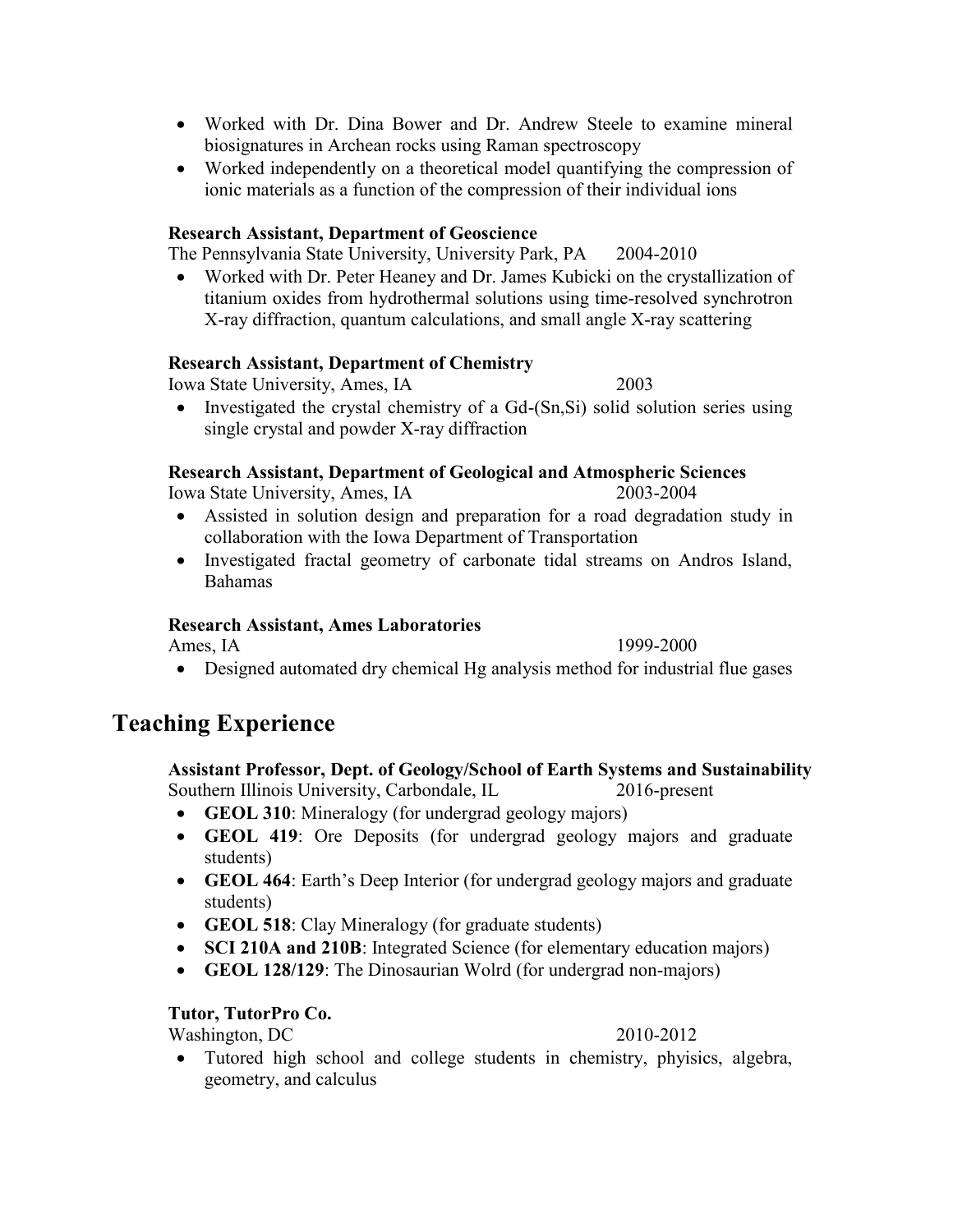- Worked with Dr. Dina Bower and Dr. Andrew Steele to examine mineral biosignatures in Archean rocks using Raman spectroscopy
- Worked independently on a theoretical model quantifying the compression of ionic materials as a function of the compression of their individual ions

**Research Assistant, Department of Geoscience**
The Pennsylvania State University, University Park, PA 2004-2010

- Worked with Dr. Peter Heaney and Dr. James Kubicki on the crystallization of titanium oxides from hydrothermal solutions using time-resolved synchrotron X-ray diffraction, quantum calculations, and small angle X-ray scattering

**Research Assistant, Department of Chemistry**
Iowa State University, Ames, IA 2003

- Investigated the crystal chemistry of a Gd-(Sn,Si) solid solution series using single crystal and powder X-ray diffraction

**Research Assistant, Department of Geological and Atmospheric Sciences**
Iowa State University, Ames, IA 2003-2004

- Assisted in solution design and preparation for a road degradation study in collaboration with the Iowa Department of Transportation
- Investigated fractal geometry of carbonate tidal streams on Andros Island, Bahamas

**Research Assistant, Ames Laboratories**
Ames, IA 1999-2000

- Designed automated dry chemical Hg analysis method for industrial flue gases

## Teaching Experience

**Assistant Professor, Dept. of Geology/School of Earth Systems and Sustainability**
Southern Illinois University, Carbondale, IL 2016-present

- **GEOL 310**: Mineralogy (for undergrad geology majors)
- **GEOL 419**: Ore Deposits (for undergrad geology majors and graduate students)
- **GEOL 464**: Earth's Deep Interior (for undergrad geology majors and graduate students)
- **GEOL 518**: Clay Mineralogy (for graduate students)
- **SCI 210A and 210B**: Integrated Science (for elementary education majors)
- **GEOL 128/129**: The Dinosaurian Wolrd (for undergrad non-majors)

**Tutor, TutorPro Co.**
Washington, DC 2010-2012

- Tutored high school and college students in chemistry, phyisics, algebra, geometry, and calculus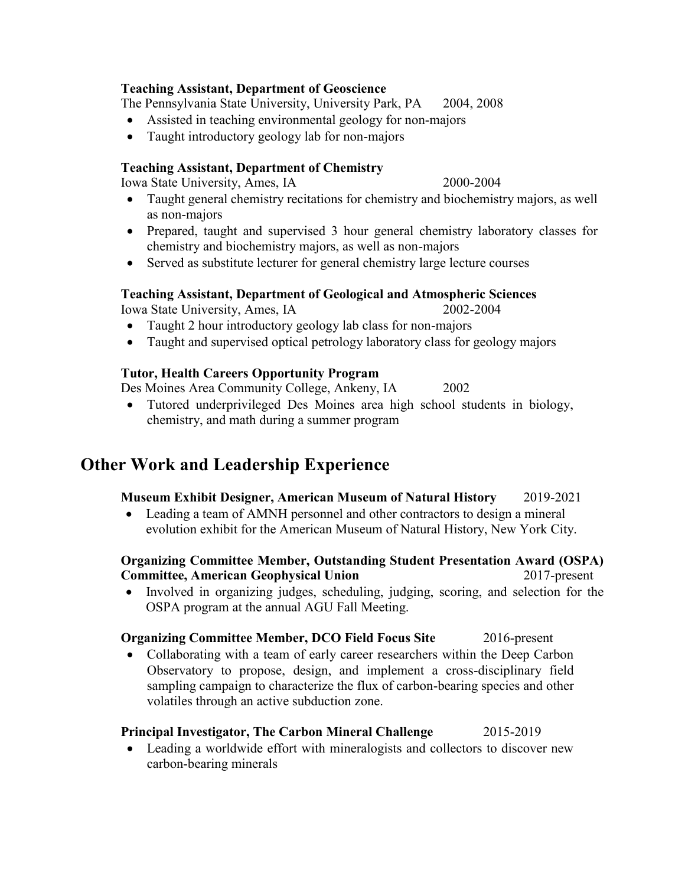**Teaching Assistant, Department of Geoscience**
The Pennsylvania State University, University Park, PA 2004, 2008

- Assisted in teaching environmental geology for non-majors
- Taught introductory geology lab for non-majors

**Teaching Assistant, Department of Chemistry**
Iowa State University, Ames, IA 2000-2004

- Taught general chemistry recitations for chemistry and biochemistry majors, as well as non-majors
- Prepared, taught and supervised 3 hour general chemistry laboratory classes for chemistry and biochemistry majors, as well as non-majors
- Served as substitute lecturer for general chemistry large lecture courses

**Teaching Assistant, Department of Geological and Atmospheric Sciences**
Iowa State University, Ames, IA 2002-2004

- Taught 2 hour introductory geology lab class for non-majors
- Taught and supervised optical petrology laboratory class for geology majors

**Tutor, Health Careers Opportunity Program**
Des Moines Area Community College, Ankeny, IA 2002

- Tutored underprivileged Des Moines area high school students in biology, chemistry, and math during a summer program

## Other Work and Leadership Experience

**Museum Exhibit Designer, American Museum of Natural History** 2019-2021

- Leading a team of AMNH personnel and other contractors to design a mineral evolution exhibit for the American Museum of Natural History, New York City.

**Organizing Committee Member, Outstanding Student Presentation Award (OSPA) Committee, American Geophysical Union** 2017-present

- Involved in organizing judges, scheduling, judging, scoring, and selection for the OSPA program at the annual AGU Fall Meeting.

**Organizing Committee Member, DCO Field Focus Site** 2016-present

- Collaborating with a team of early career researchers within the Deep Carbon Observatory to propose, design, and implement a cross-disciplinary field sampling campaign to characterize the flux of carbon-bearing species and other volatiles through an active subduction zone.

**Principal Investigator, The Carbon Mineral Challenge** 2015-2019

- Leading a worldwide effort with mineralogists and collectors to discover new carbon-bearing minerals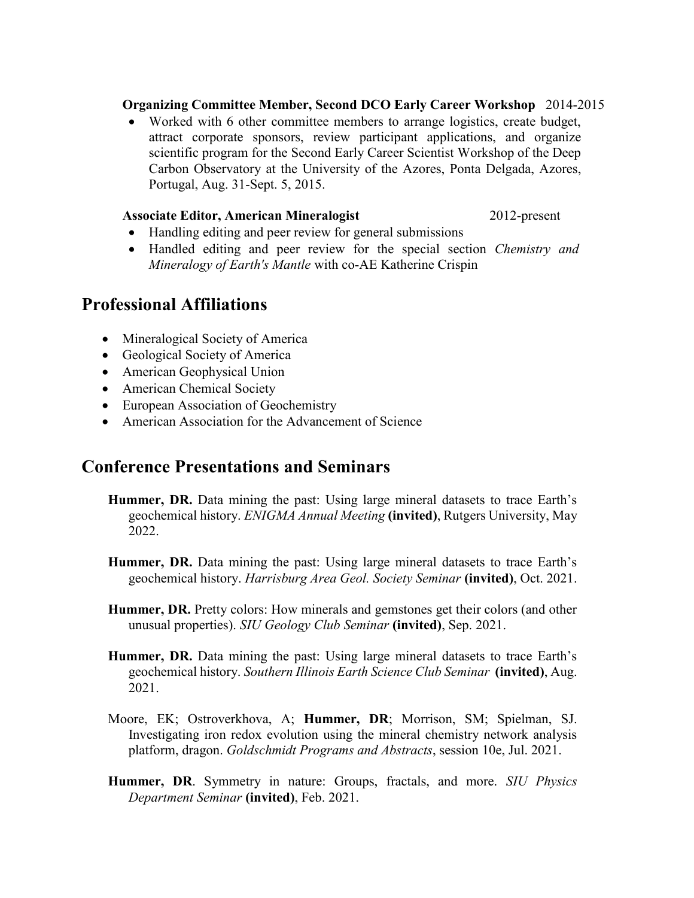**Organizing Committee Member, Second DCO Early Career Workshop** 2014-2015

- Worked with 6 other committee members to arrange logistics, create budget, attract corporate sponsors, review participant applications, and organize scientific program for the Second Early Career Scientist Workshop of the Deep Carbon Observatory at the University of the Azores, Ponta Delgada, Azores, Portugal, Aug. 31-Sept. 5, 2015.

**Associate Editor, American Mineralogist** 2012-present

- Handling editing and peer review for general submissions
- Handled editing and peer review for the special section *Chemistry and Mineralogy of Earth's Mantle* with co-AE Katherine Crispin

## Professional Affiliations

- Mineralogical Society of America
- Geological Society of America
- American Geophysical Union
- American Chemical Society
- European Association of Geochemistry
- American Association for the Advancement of Science

## Conference Presentations and Seminars

**Hummer, DR.** Data mining the past: Using large mineral datasets to trace Earth's geochemical history. *ENIGMA Annual Meeting* **(invited)**, Rutgers University, May 2022.

**Hummer, DR.** Data mining the past: Using large mineral datasets to trace Earth's geochemical history. *Harrisburg Area Geol. Society Seminar* **(invited)**, Oct. 2021.

**Hummer, DR.** Pretty colors: How minerals and gemstones get their colors (and other unusual properties). *SIU Geology Club Seminar* **(invited)**, Sep. 2021.

**Hummer, DR.** Data mining the past: Using large mineral datasets to trace Earth's geochemical history. *Southern Illinois Earth Science Club Seminar* **(invited)**, Aug. 2021.

Moore, EK; Ostroverkhova, A; **Hummer, DR**; Morrison, SM; Spielman, SJ. Investigating iron redox evolution using the mineral chemistry network analysis platform, dragon. *Goldschmidt Programs and Abstracts*, session 10e, Jul. 2021.

**Hummer, DR**. Symmetry in nature: Groups, fractals, and more. *SIU Physics Department Seminar* **(invited)**, Feb. 2021.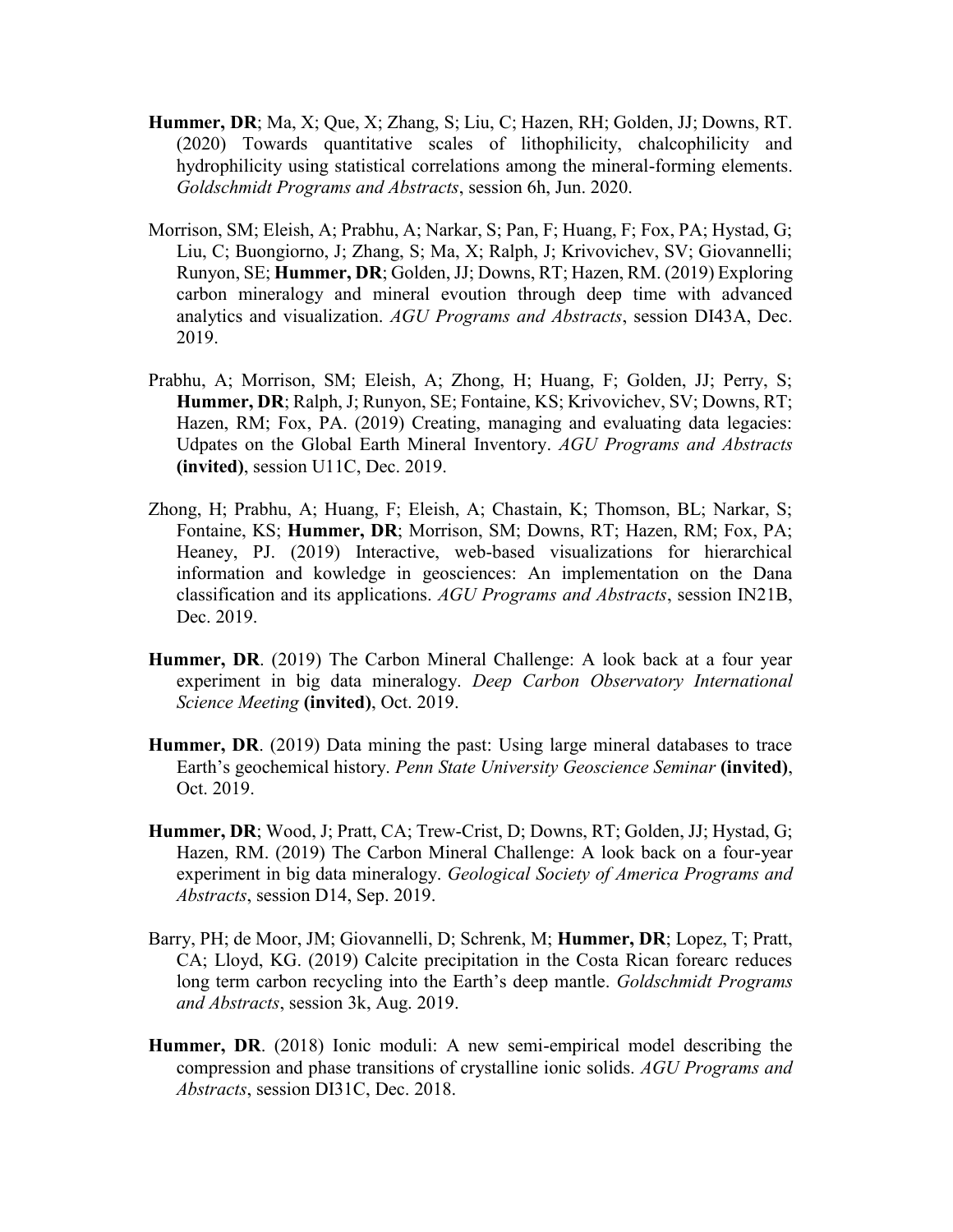**Hummer, DR**; Ma, X; Que, X; Zhang, S; Liu, C; Hazen, RH; Golden, JJ; Downs, RT. (2020) Towards quantitative scales of lithophilicity, chalcophilicity and hydrophilicity using statistical correlations among the mineral-forming elements. *Goldschmidt Programs and Abstracts*, session 6h, Jun. 2020.

Morrison, SM; Eleish, A; Prabhu, A; Narkar, S; Pan, F; Huang, F; Fox, PA; Hystad, G; Liu, C; Buongiorno, J; Zhang, S; Ma, X; Ralph, J; Krivovichev, SV; Giovannelli; Runyon, SE; **Hummer, DR**; Golden, JJ; Downs, RT; Hazen, RM. (2019) Exploring carbon mineralogy and mineral evoution through deep time with advanced analytics and visualization. *AGU Programs and Abstracts*, session DI43A, Dec. 2019.

Prabhu, A; Morrison, SM; Eleish, A; Zhong, H; Huang, F; Golden, JJ; Perry, S; **Hummer, DR**; Ralph, J; Runyon, SE; Fontaine, KS; Krivovichev, SV; Downs, RT; Hazen, RM; Fox, PA. (2019) Creating, managing and evaluating data legacies: Udpates on the Global Earth Mineral Inventory. *AGU Programs and Abstracts* **(invited)**, session U11C, Dec. 2019.

Zhong, H; Prabhu, A; Huang, F; Eleish, A; Chastain, K; Thomson, BL; Narkar, S; Fontaine, KS; **Hummer, DR**; Morrison, SM; Downs, RT; Hazen, RM; Fox, PA; Heaney, PJ. (2019) Interactive, web-based visualizations for hierarchical information and kowledge in geosciences: An implementation on the Dana classification and its applications. *AGU Programs and Abstracts*, session IN21B, Dec. 2019.

**Hummer, DR**. (2019) The Carbon Mineral Challenge: A look back at a four year experiment in big data mineralogy. *Deep Carbon Observatory International Science Meeting* **(invited)**, Oct. 2019.

**Hummer, DR**. (2019) Data mining the past: Using large mineral databases to trace Earth's geochemical history. *Penn State University Geoscience Seminar* **(invited)**, Oct. 2019.

**Hummer, DR**; Wood, J; Pratt, CA; Trew-Crist, D; Downs, RT; Golden, JJ; Hystad, G; Hazen, RM. (2019) The Carbon Mineral Challenge: A look back on a four-year experiment in big data mineralogy. *Geological Society of America Programs and Abstracts*, session D14, Sep. 2019.

Barry, PH; de Moor, JM; Giovannelli, D; Schrenk, M; **Hummer, DR**; Lopez, T; Pratt, CA; Lloyd, KG. (2019) Calcite precipitation in the Costa Rican forearc reduces long term carbon recycling into the Earth's deep mantle. *Goldschmidt Programs and Abstracts*, session 3k, Aug. 2019.

**Hummer, DR**. (2018) Ionic moduli: A new semi-empirical model describing the compression and phase transitions of crystalline ionic solids. *AGU Programs and Abstracts*, session DI31C, Dec. 2018.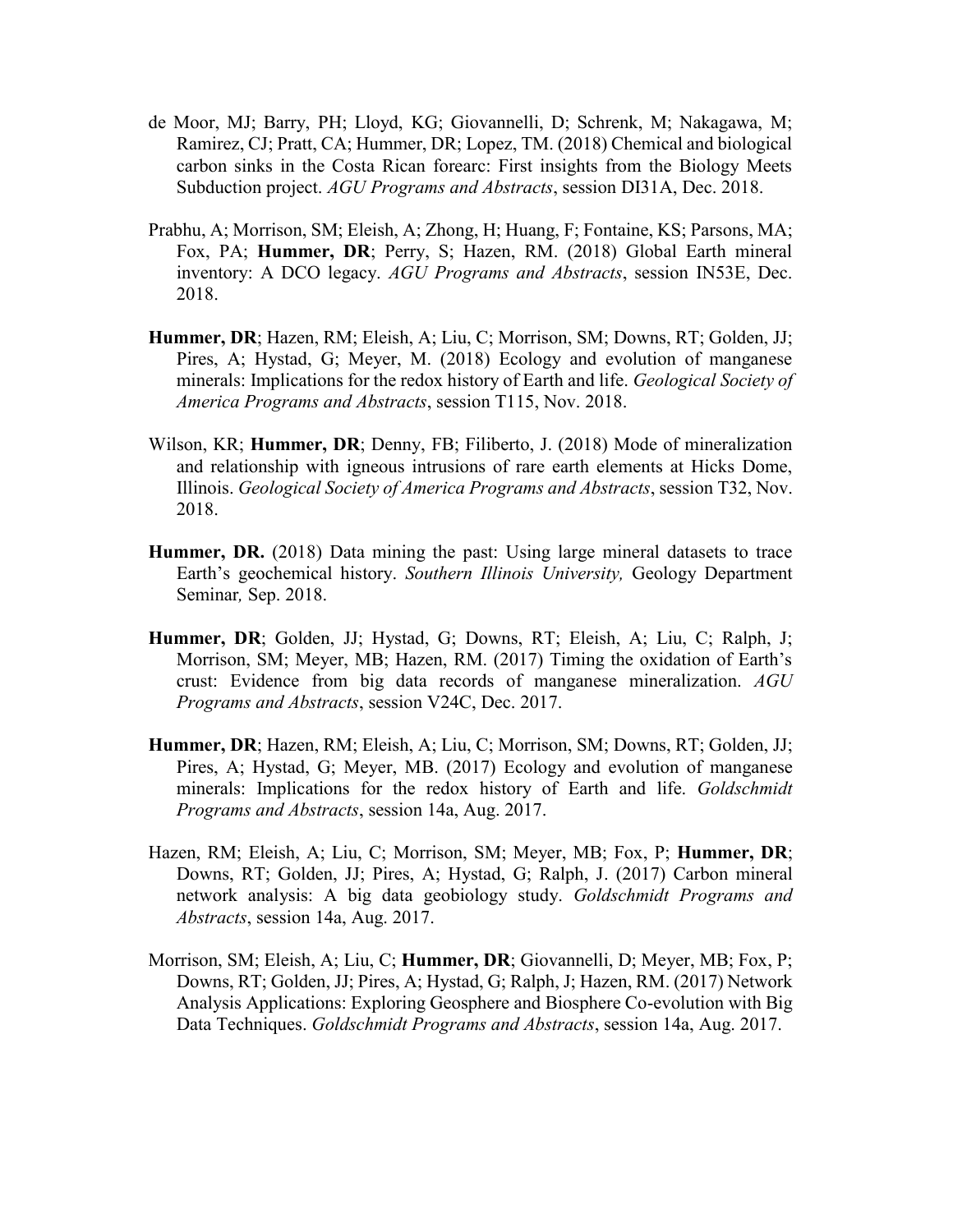de Moor, MJ; Barry, PH; Lloyd, KG; Giovannelli, D; Schrenk, M; Nakagawa, M; Ramirez, CJ; Pratt, CA; Hummer, DR; Lopez, TM. (2018) Chemical and biological carbon sinks in the Costa Rican forearc: First insights from the Biology Meets Subduction project. *AGU Programs and Abstracts*, session DI31A, Dec. 2018.

Prabhu, A; Morrison, SM; Eleish, A; Zhong, H; Huang, F; Fontaine, KS; Parsons, MA; Fox, PA; **Hummer, DR**; Perry, S; Hazen, RM. (2018) Global Earth mineral inventory: A DCO legacy. *AGU Programs and Abstracts*, session IN53E, Dec. 2018.

**Hummer, DR**; Hazen, RM; Eleish, A; Liu, C; Morrison, SM; Downs, RT; Golden, JJ; Pires, A; Hystad, G; Meyer, M. (2018) Ecology and evolution of manganese minerals: Implications for the redox history of Earth and life. *Geological Society of America Programs and Abstracts*, session T115, Nov. 2018.

Wilson, KR; **Hummer, DR**; Denny, FB; Filiberto, J. (2018) Mode of mineralization and relationship with igneous intrusions of rare earth elements at Hicks Dome, Illinois. *Geological Society of America Programs and Abstracts*, session T32, Nov. 2018.

**Hummer, DR.** (2018) Data mining the past: Using large mineral datasets to trace Earth's geochemical history. *Southern Illinois University,* Geology Department Seminar*,* Sep. 2018.

**Hummer, DR**; Golden, JJ; Hystad, G; Downs, RT; Eleish, A; Liu, C; Ralph, J; Morrison, SM; Meyer, MB; Hazen, RM. (2017) Timing the oxidation of Earth's crust: Evidence from big data records of manganese mineralization. *AGU Programs and Abstracts*, session V24C, Dec. 2017.

**Hummer, DR**; Hazen, RM; Eleish, A; Liu, C; Morrison, SM; Downs, RT; Golden, JJ; Pires, A; Hystad, G; Meyer, MB. (2017) Ecology and evolution of manganese minerals: Implications for the redox history of Earth and life. *Goldschmidt Programs and Abstracts*, session 14a, Aug. 2017.

Hazen, RM; Eleish, A; Liu, C; Morrison, SM; Meyer, MB; Fox, P; **Hummer, DR**; Downs, RT; Golden, JJ; Pires, A; Hystad, G; Ralph, J. (2017) Carbon mineral network analysis: A big data geobiology study. *Goldschmidt Programs and Abstracts*, session 14a, Aug. 2017.

Morrison, SM; Eleish, A; Liu, C; **Hummer, DR**; Giovannelli, D; Meyer, MB; Fox, P; Downs, RT; Golden, JJ; Pires, A; Hystad, G; Ralph, J; Hazen, RM. (2017) Network Analysis Applications: Exploring Geosphere and Biosphere Co-evolution with Big Data Techniques. *Goldschmidt Programs and Abstracts*, session 14a, Aug. 2017.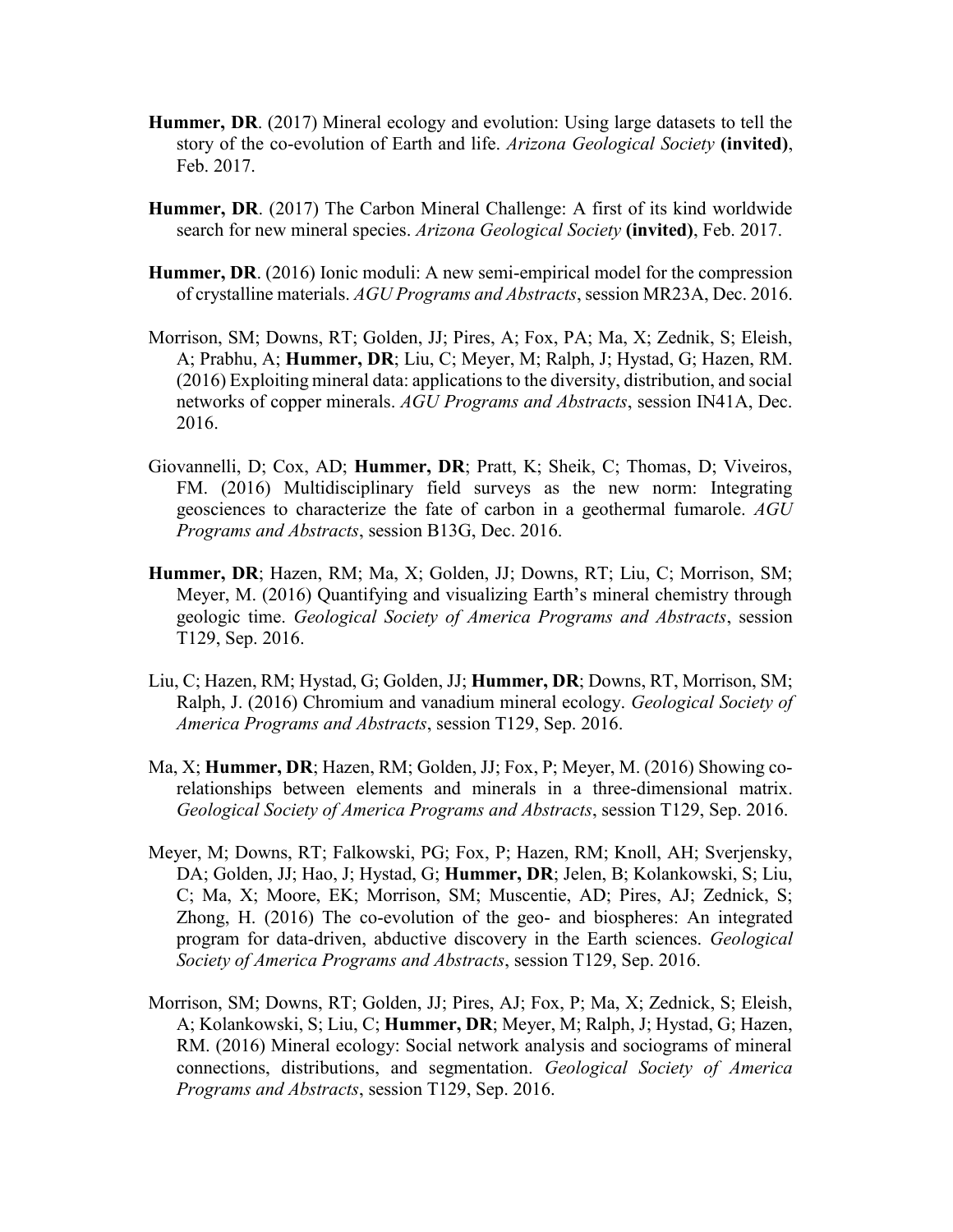**Hummer, DR**. (2017) Mineral ecology and evolution: Using large datasets to tell the story of the co-evolution of Earth and life. *Arizona Geological Society* **(invited)**, Feb. 2017.

**Hummer, DR**. (2017) The Carbon Mineral Challenge: A first of its kind worldwide search for new mineral species. *Arizona Geological Society* **(invited)**, Feb. 2017.

**Hummer, DR**. (2016) Ionic moduli: A new semi-empirical model for the compression of crystalline materials. *AGU Programs and Abstracts*, session MR23A, Dec. 2016.

Morrison, SM; Downs, RT; Golden, JJ; Pires, A; Fox, PA; Ma, X; Zednik, S; Eleish, A; Prabhu, A; **Hummer, DR**; Liu, C; Meyer, M; Ralph, J; Hystad, G; Hazen, RM. (2016) Exploiting mineral data: applications to the diversity, distribution, and social networks of copper minerals. *AGU Programs and Abstracts*, session IN41A, Dec. 2016.

Giovannelli, D; Cox, AD; **Hummer, DR**; Pratt, K; Sheik, C; Thomas, D; Viveiros, FM. (2016) Multidisciplinary field surveys as the new norm: Integrating geosciences to characterize the fate of carbon in a geothermal fumarole. *AGU Programs and Abstracts*, session B13G, Dec. 2016.

**Hummer, DR**; Hazen, RM; Ma, X; Golden, JJ; Downs, RT; Liu, C; Morrison, SM; Meyer, M. (2016) Quantifying and visualizing Earth's mineral chemistry through geologic time. *Geological Society of America Programs and Abstracts*, session T129, Sep. 2016.

Liu, C; Hazen, RM; Hystad, G; Golden, JJ; **Hummer, DR**; Downs, RT, Morrison, SM; Ralph, J. (2016) Chromium and vanadium mineral ecology. *Geological Society of America Programs and Abstracts*, session T129, Sep. 2016.

Ma, X; **Hummer, DR**; Hazen, RM; Golden, JJ; Fox, P; Meyer, M. (2016) Showing co-relationships between elements and minerals in a three-dimensional matrix. *Geological Society of America Programs and Abstracts*, session T129, Sep. 2016.

Meyer, M; Downs, RT; Falkowski, PG; Fox, P; Hazen, RM; Knoll, AH; Sverjensky, DA; Golden, JJ; Hao, J; Hystad, G; **Hummer, DR**; Jelen, B; Kolankowski, S; Liu, C; Ma, X; Moore, EK; Morrison, SM; Muscentie, AD; Pires, AJ; Zednick, S; Zhong, H. (2016) The co-evolution of the geo- and biospheres: An integrated program for data-driven, abductive discovery in the Earth sciences. *Geological Society of America Programs and Abstracts*, session T129, Sep. 2016.

Morrison, SM; Downs, RT; Golden, JJ; Pires, AJ; Fox, P; Ma, X; Zednick, S; Eleish, A; Kolankowski, S; Liu, C; **Hummer, DR**; Meyer, M; Ralph, J; Hystad, G; Hazen, RM. (2016) Mineral ecology: Social network analysis and sociograms of mineral connections, distributions, and segmentation. *Geological Society of America Programs and Abstracts*, session T129, Sep. 2016.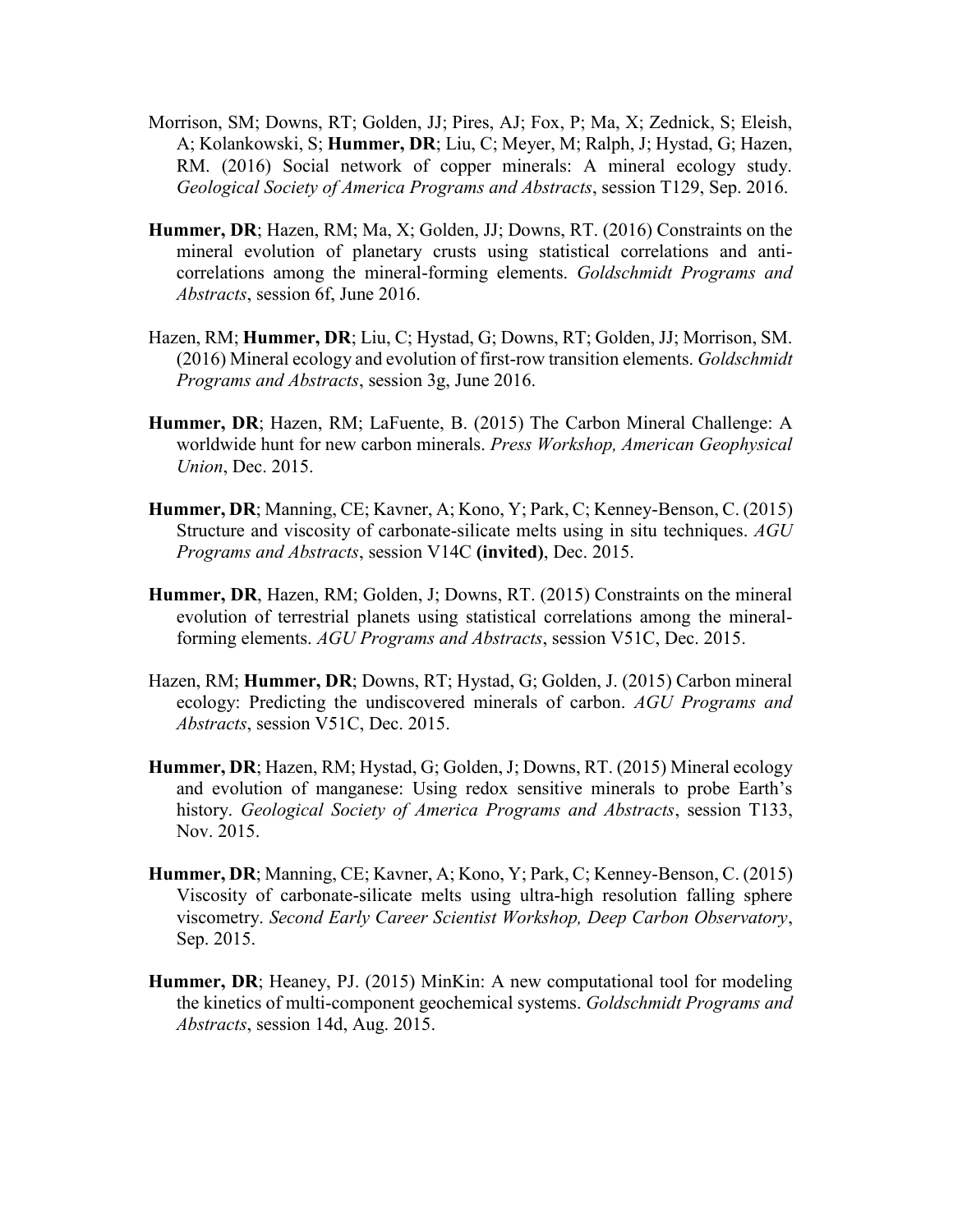Morrison, SM; Downs, RT; Golden, JJ; Pires, AJ; Fox, P; Ma, X; Zednick, S; Eleish, A; Kolankowski, S; **Hummer, DR**; Liu, C; Meyer, M; Ralph, J; Hystad, G; Hazen, RM. (2016) Social network of copper minerals: A mineral ecology study. *Geological Society of America Programs and Abstracts*, session T129, Sep. 2016.

**Hummer, DR**; Hazen, RM; Ma, X; Golden, JJ; Downs, RT. (2016) Constraints on the mineral evolution of planetary crusts using statistical correlations and anti-correlations among the mineral-forming elements. *Goldschmidt Programs and Abstracts*, session 6f, June 2016.

Hazen, RM; **Hummer, DR**; Liu, C; Hystad, G; Downs, RT; Golden, JJ; Morrison, SM. (2016) Mineral ecology and evolution of first-row transition elements. *Goldschmidt Programs and Abstracts*, session 3g, June 2016.

**Hummer, DR**; Hazen, RM; LaFuente, B. (2015) The Carbon Mineral Challenge: A worldwide hunt for new carbon minerals. *Press Workshop, American Geophysical Union*, Dec. 2015.

**Hummer, DR**; Manning, CE; Kavner, A; Kono, Y; Park, C; Kenney-Benson, C. (2015) Structure and viscosity of carbonate-silicate melts using in situ techniques. *AGU Programs and Abstracts*, session V14C **(invited)**, Dec. 2015.

**Hummer, DR**, Hazen, RM; Golden, J; Downs, RT. (2015) Constraints on the mineral evolution of terrestrial planets using statistical correlations among the mineral-forming elements. *AGU Programs and Abstracts*, session V51C, Dec. 2015.

Hazen, RM; **Hummer, DR**; Downs, RT; Hystad, G; Golden, J. (2015) Carbon mineral ecology: Predicting the undiscovered minerals of carbon. *AGU Programs and Abstracts*, session V51C, Dec. 2015.

**Hummer, DR**; Hazen, RM; Hystad, G; Golden, J; Downs, RT. (2015) Mineral ecology and evolution of manganese: Using redox sensitive minerals to probe Earth's history. *Geological Society of America Programs and Abstracts*, session T133, Nov. 2015.

**Hummer, DR**; Manning, CE; Kavner, A; Kono, Y; Park, C; Kenney-Benson, C. (2015) Viscosity of carbonate-silicate melts using ultra-high resolution falling sphere viscometry. *Second Early Career Scientist Workshop, Deep Carbon Observatory*, Sep. 2015.

**Hummer, DR**; Heaney, PJ. (2015) MinKin: A new computational tool for modeling the kinetics of multi-component geochemical systems. *Goldschmidt Programs and Abstracts*, session 14d, Aug. 2015.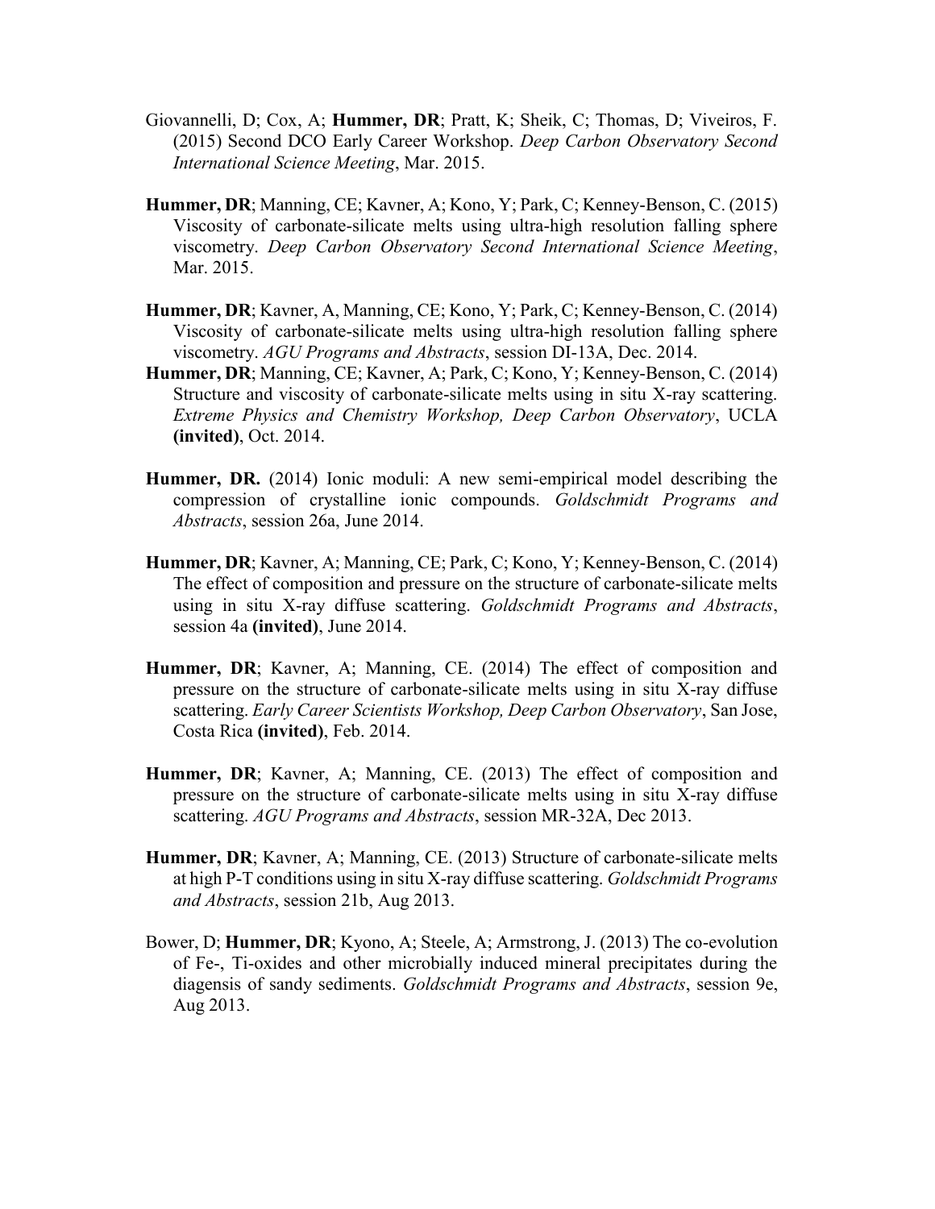Giovannelli, D; Cox, A; **Hummer, DR**; Pratt, K; Sheik, C; Thomas, D; Viveiros, F. (2015) Second DCO Early Career Workshop. *Deep Carbon Observatory Second International Science Meeting*, Mar. 2015.

**Hummer, DR**; Manning, CE; Kavner, A; Kono, Y; Park, C; Kenney-Benson, C. (2015) Viscosity of carbonate-silicate melts using ultra-high resolution falling sphere viscometry. *Deep Carbon Observatory Second International Science Meeting*, Mar. 2015.

**Hummer, DR**; Kavner, A, Manning, CE; Kono, Y; Park, C; Kenney-Benson, C. (2014) Viscosity of carbonate-silicate melts using ultra-high resolution falling sphere viscometry. *AGU Programs and Abstracts*, session DI-13A, Dec. 2014.

**Hummer, DR**; Manning, CE; Kavner, A; Park, C; Kono, Y; Kenney-Benson, C. (2014) Structure and viscosity of carbonate-silicate melts using in situ X-ray scattering. *Extreme Physics and Chemistry Workshop, Deep Carbon Observatory*, UCLA **(invited)**, Oct. 2014.

**Hummer, DR.** (2014) Ionic moduli: A new semi-empirical model describing the compression of crystalline ionic compounds. *Goldschmidt Programs and Abstracts*, session 26a, June 2014.

**Hummer, DR**; Kavner, A; Manning, CE; Park, C; Kono, Y; Kenney-Benson, C. (2014) The effect of composition and pressure on the structure of carbonate-silicate melts using in situ X-ray diffuse scattering. *Goldschmidt Programs and Abstracts*, session 4a **(invited)**, June 2014.

**Hummer, DR**; Kavner, A; Manning, CE. (2014) The effect of composition and pressure on the structure of carbonate-silicate melts using in situ X-ray diffuse scattering. *Early Career Scientists Workshop, Deep Carbon Observatory*, San Jose, Costa Rica **(invited)**, Feb. 2014.

**Hummer, DR**; Kavner, A; Manning, CE. (2013) The effect of composition and pressure on the structure of carbonate-silicate melts using in situ X-ray diffuse scattering. *AGU Programs and Abstracts*, session MR-32A, Dec 2013.

**Hummer, DR**; Kavner, A; Manning, CE. (2013) Structure of carbonate-silicate melts at high P-T conditions using in situ X-ray diffuse scattering. *Goldschmidt Programs and Abstracts*, session 21b, Aug 2013.

Bower, D; **Hummer, DR**; Kyono, A; Steele, A; Armstrong, J. (2013) The co-evolution of Fe-, Ti-oxides and other microbially induced mineral precipitates during the diagensis of sandy sediments. *Goldschmidt Programs and Abstracts*, session 9e, Aug 2013.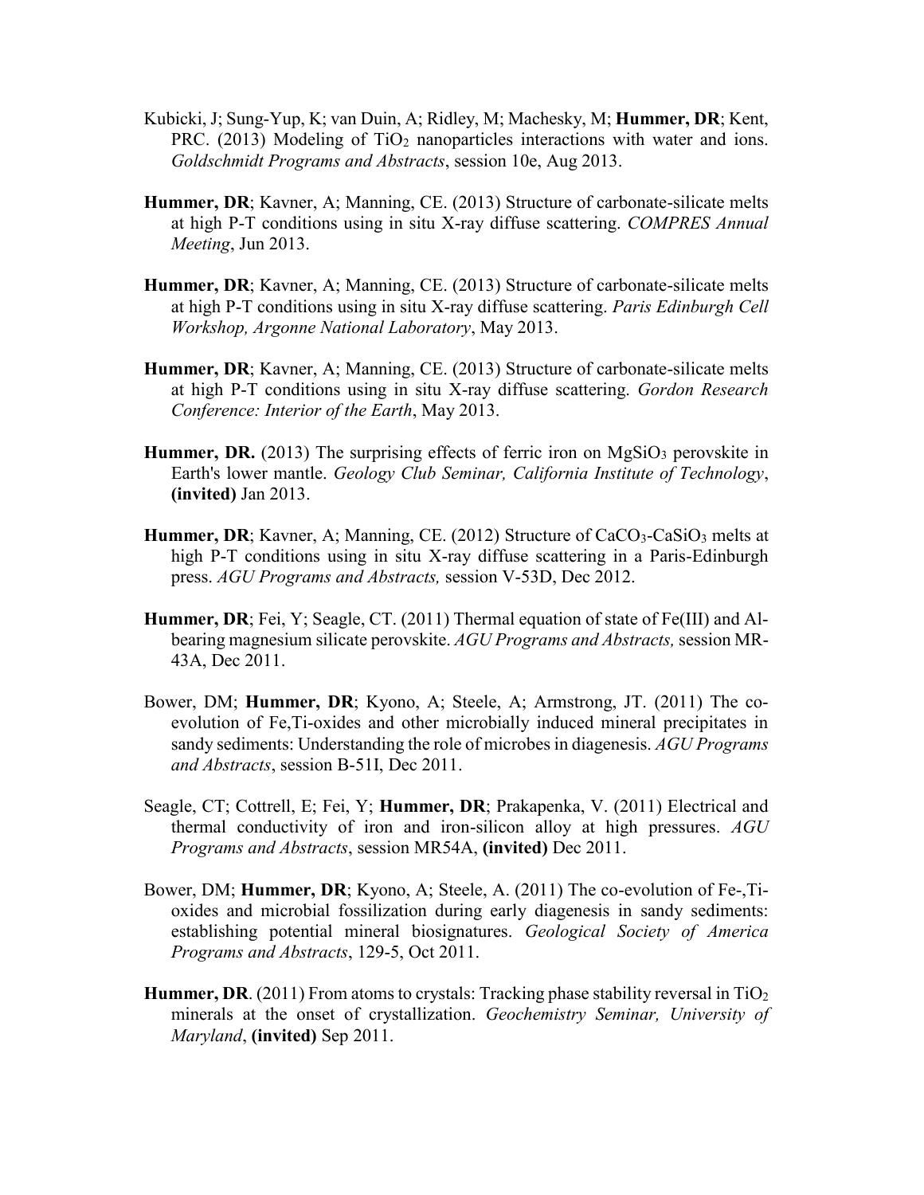Kubicki, J; Sung-Yup, K; van Duin, A; Ridley, M; Machesky, M; **Hummer, DR**; Kent, PRC. (2013) Modeling of $TiO_2$ nanoparticles interactions with water and ions. *Goldschmidt Programs and Abstracts*, session 10e, Aug 2013.

**Hummer, DR**; Kavner, A; Manning, CE. (2013) Structure of carbonate-silicate melts at high P-T conditions using in situ X-ray diffuse scattering. *COMPRES Annual Meeting*, Jun 2013.

**Hummer, DR**; Kavner, A; Manning, CE. (2013) Structure of carbonate-silicate melts at high P-T conditions using in situ X-ray diffuse scattering. *Paris Edinburgh Cell Workshop, Argonne National Laboratory*, May 2013.

**Hummer, DR**; Kavner, A; Manning, CE. (2013) Structure of carbonate-silicate melts at high P-T conditions using in situ X-ray diffuse scattering. *Gordon Research Conference: Interior of the Earth*, May 2013.

**Hummer, DR.** (2013) The surprising effects of ferric iron on $MgSiO_3$ perovskite in Earth's lower mantle. *Geology Club Seminar, California Institute of Technology*, **(invited)** Jan 2013.

**Hummer, DR**; Kavner, A; Manning, CE. (2012) Structure of $CaCO_3$-$CaSiO_3$ melts at high P-T conditions using in situ X-ray diffuse scattering in a Paris-Edinburgh press. *AGU Programs and Abstracts,* session V-53D, Dec 2012.

**Hummer, DR**; Fei, Y; Seagle, CT. (2011) Thermal equation of state of Fe(III) and Al-bearing magnesium silicate perovskite. *AGU Programs and Abstracts,* session MR-43A, Dec 2011.

Bower, DM; **Hummer, DR**; Kyono, A; Steele, A; Armstrong, JT. (2011) The co-evolution of Fe,Ti-oxides and other microbially induced mineral precipitates in sandy sediments: Understanding the role of microbes in diagenesis. *AGU Programs and Abstracts*, session B-51I, Dec 2011.

Seagle, CT; Cottrell, E; Fei, Y; **Hummer, DR**; Prakapenka, V. (2011) Electrical and thermal conductivity of iron and iron-silicon alloy at high pressures. *AGU Programs and Abstracts*, session MR54A, **(invited)** Dec 2011.

Bower, DM; **Hummer, DR**; Kyono, A; Steele, A. (2011) The co-evolution of Fe-,Ti-oxides and microbial fossilization during early diagenesis in sandy sediments: establishing potential mineral biosignatures. *Geological Society of America Programs and Abstracts*, 129-5, Oct 2011.

**Hummer, DR**. (2011) From atoms to crystals: Tracking phase stability reversal in $TiO_2$ minerals at the onset of crystallization. *Geochemistry Seminar, University of Maryland*, **(invited)** Sep 2011.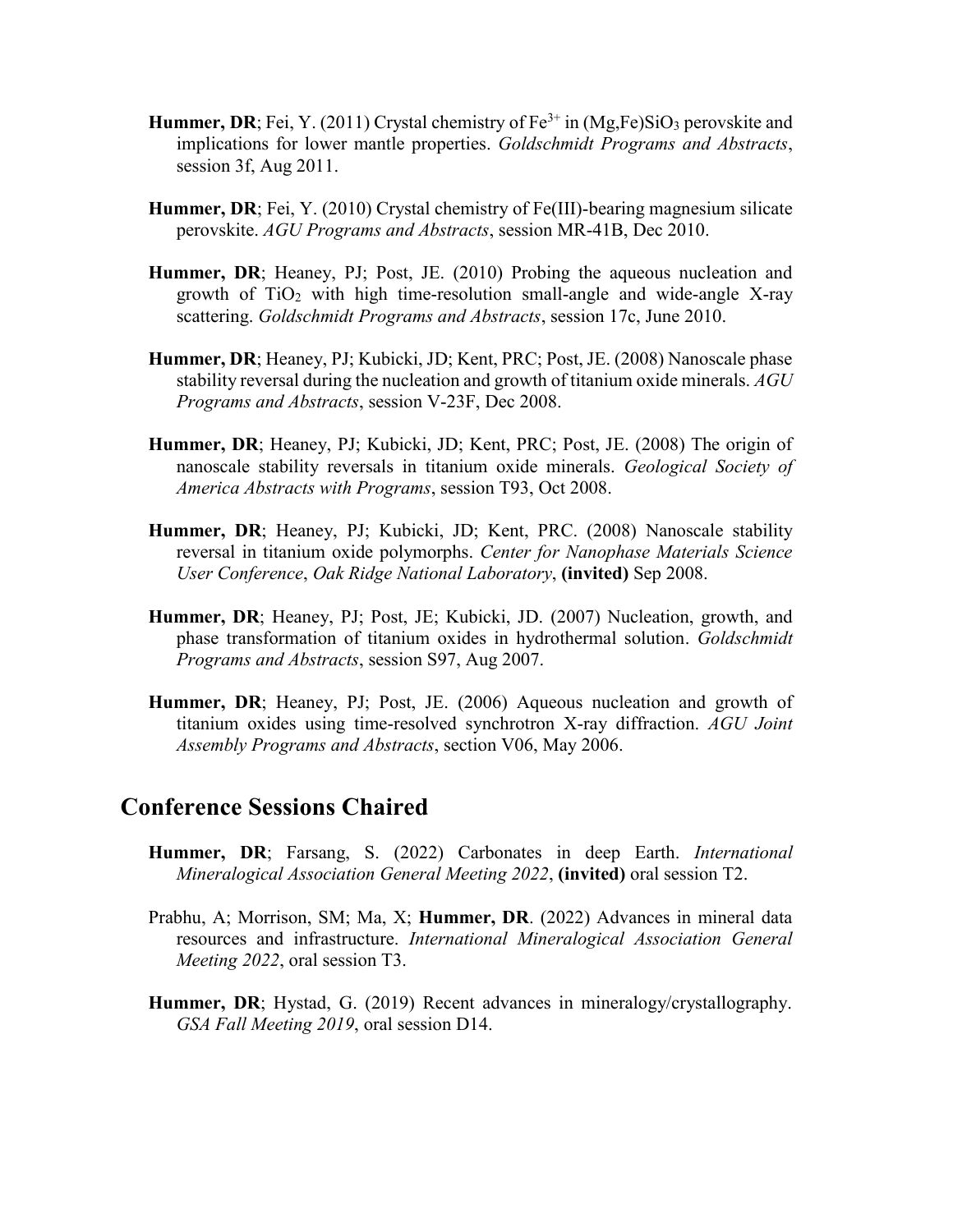**Hummer, DR**; Fei, Y. (2011) Crystal chemistry of $Fe^{3+}$ in $(Mg,Fe)SiO_3$ perovskite and implications for lower mantle properties. *Goldschmidt Programs and Abstracts*, session 3f, Aug 2011.

**Hummer, DR**; Fei, Y. (2010) Crystal chemistry of Fe(III)-bearing magnesium silicate perovskite. *AGU Programs and Abstracts*, session MR-41B, Dec 2010.

**Hummer, DR**; Heaney, PJ; Post, JE. (2010) Probing the aqueous nucleation and growth of $TiO_2$ with high time-resolution small-angle and wide-angle X-ray scattering. *Goldschmidt Programs and Abstracts*, session 17c, June 2010.

**Hummer, DR**; Heaney, PJ; Kubicki, JD; Kent, PRC; Post, JE. (2008) Nanoscale phase stability reversal during the nucleation and growth of titanium oxide minerals. *AGU Programs and Abstracts*, session V-23F, Dec 2008.

**Hummer, DR**; Heaney, PJ; Kubicki, JD; Kent, PRC; Post, JE. (2008) The origin of nanoscale stability reversals in titanium oxide minerals. *Geological Society of America Abstracts with Programs*, session T93, Oct 2008.

**Hummer, DR**; Heaney, PJ; Kubicki, JD; Kent, PRC. (2008) Nanoscale stability reversal in titanium oxide polymorphs. *Center for Nanophase Materials Science User Conference*, *Oak Ridge National Laboratory*, **(invited)** Sep 2008.

**Hummer, DR**; Heaney, PJ; Post, JE; Kubicki, JD. (2007) Nucleation, growth, and phase transformation of titanium oxides in hydrothermal solution. *Goldschmidt Programs and Abstracts*, session S97, Aug 2007.

**Hummer, DR**; Heaney, PJ; Post, JE. (2006) Aqueous nucleation and growth of titanium oxides using time-resolved synchrotron X-ray diffraction. *AGU Joint Assembly Programs and Abstracts*, section V06, May 2006.

## Conference Sessions Chaired

**Hummer, DR**; Farsang, S. (2022) Carbonates in deep Earth. *International Mineralogical Association General Meeting 2022*, **(invited)** oral session T2.

Prabhu, A; Morrison, SM; Ma, X; **Hummer, DR**. (2022) Advances in mineral data resources and infrastructure. *International Mineralogical Association General Meeting 2022*, oral session T3.

**Hummer, DR**; Hystad, G. (2019) Recent advances in mineralogy/crystallography. *GSA Fall Meeting 2019*, oral session D14.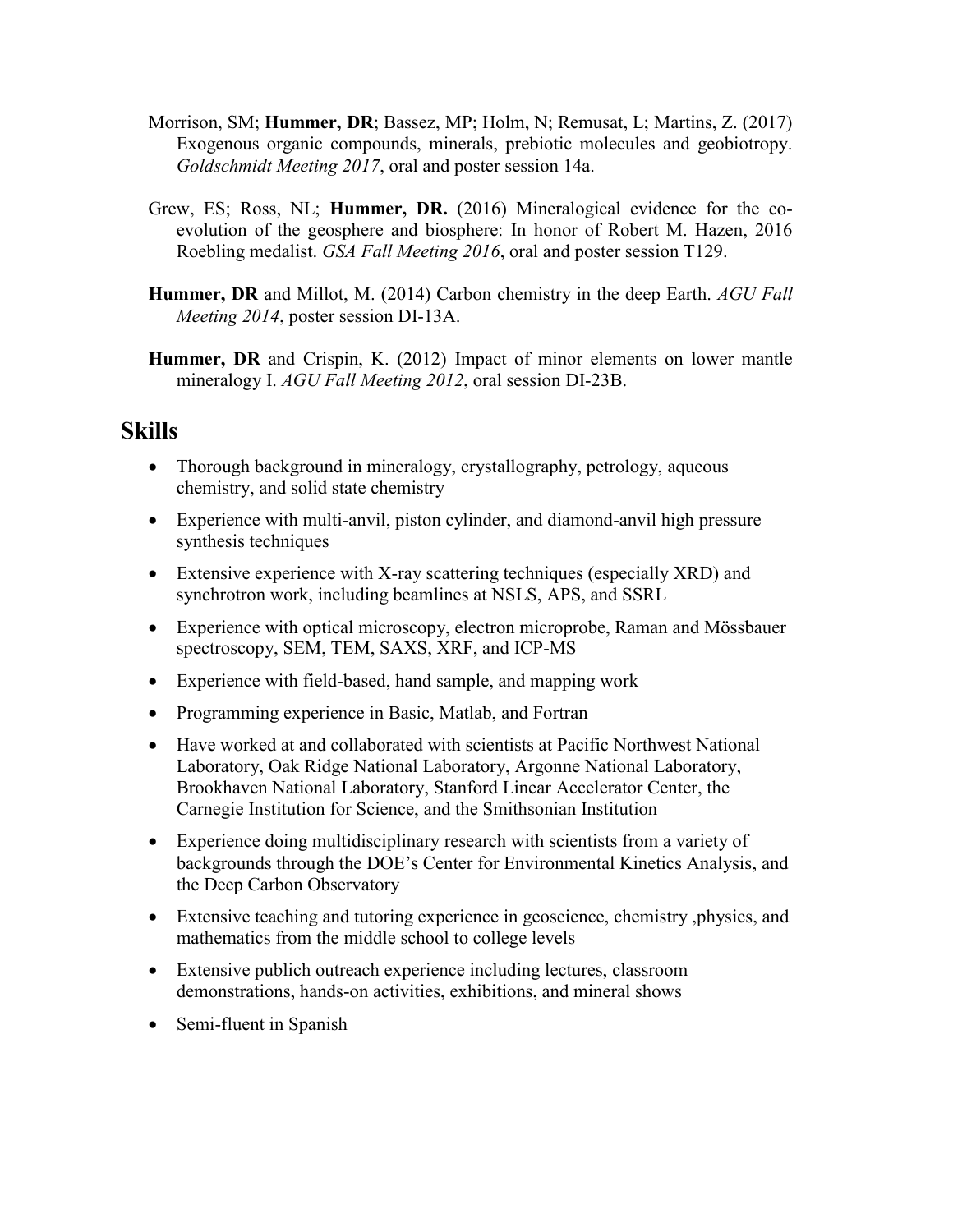Morrison, SM; **Hummer, DR**; Bassez, MP; Holm, N; Remusat, L; Martins, Z. (2017) Exogenous organic compounds, minerals, prebiotic molecules and geobiotropy. *Goldschmidt Meeting 2017*, oral and poster session 14a.

Grew, ES; Ross, NL; **Hummer, DR.** (2016) Mineralogical evidence for the co-evolution of the geosphere and biosphere: In honor of Robert M. Hazen, 2016 Roebling medalist. *GSA Fall Meeting 2016*, oral and poster session T129.

**Hummer, DR** and Millot, M. (2014) Carbon chemistry in the deep Earth. *AGU Fall Meeting 2014*, poster session DI-13A.

**Hummer, DR** and Crispin, K. (2012) Impact of minor elements on lower mantle mineralogy I. *AGU Fall Meeting 2012*, oral session DI-23B.

## Skills

- Thorough background in mineralogy, crystallography, petrology, aqueous chemistry, and solid state chemistry
- Experience with multi-anvil, piston cylinder, and diamond-anvil high pressure synthesis techniques
- Extensive experience with X-ray scattering techniques (especially XRD) and synchrotron work, including beamlines at NSLS, APS, and SSRL
- Experience with optical microscopy, electron microprobe, Raman and Mössbauer spectroscopy, SEM, TEM, SAXS, XRF, and ICP-MS
- Experience with field-based, hand sample, and mapping work
- Programming experience in Basic, Matlab, and Fortran
- Have worked at and collaborated with scientists at Pacific Northwest National Laboratory, Oak Ridge National Laboratory, Argonne National Laboratory, Brookhaven National Laboratory, Stanford Linear Accelerator Center, the Carnegie Institution for Science, and the Smithsonian Institution
- Experience doing multidisciplinary research with scientists from a variety of backgrounds through the DOE's Center for Environmental Kinetics Analysis, and the Deep Carbon Observatory
- Extensive teaching and tutoring experience in geoscience, chemistry ,physics, and mathematics from the middle school to college levels
- Extensive publich outreach experience including lectures, classroom demonstrations, hands-on activities, exhibitions, and mineral shows
- Semi-fluent in Spanish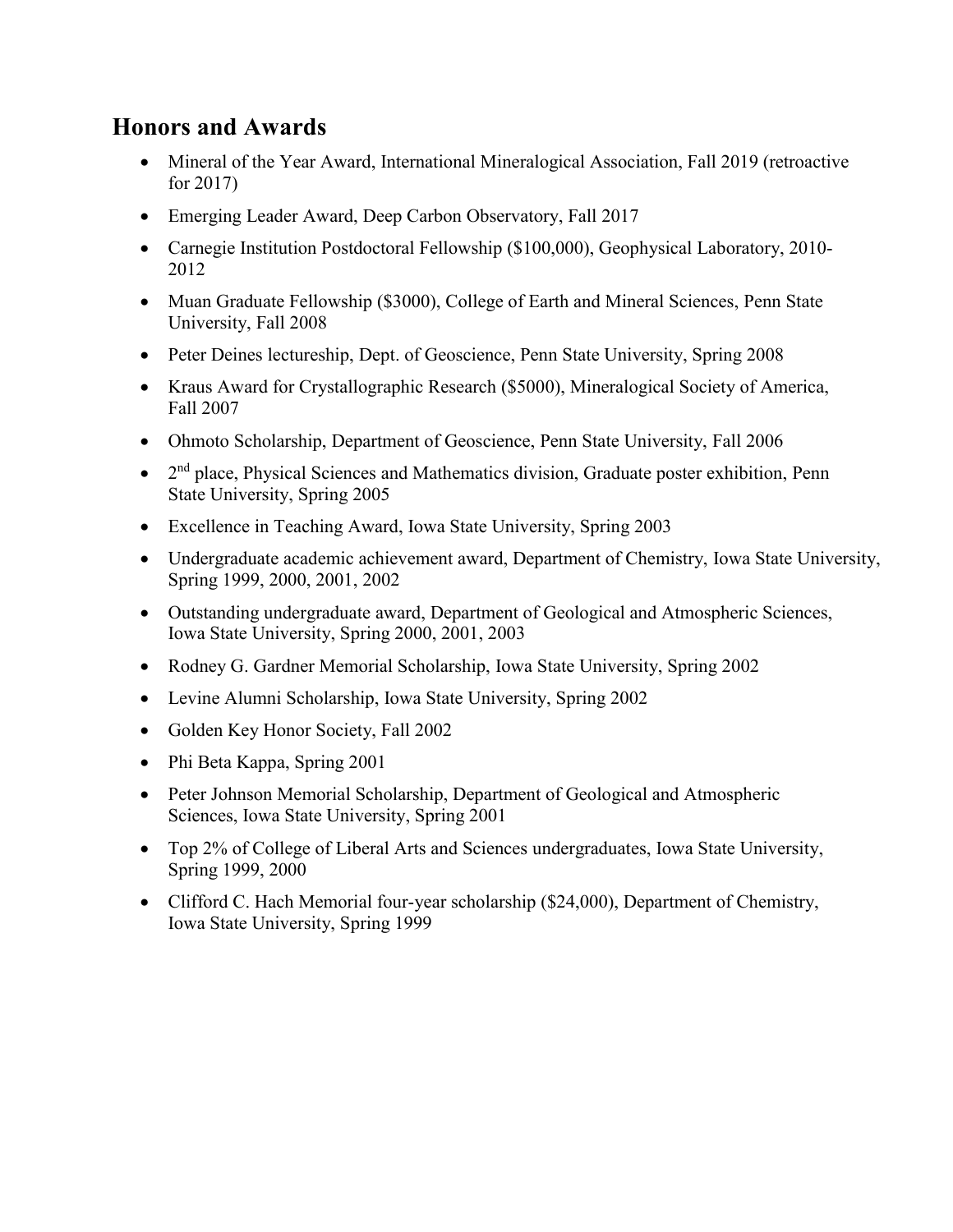## Honors and Awards

- Mineral of the Year Award, International Mineralogical Association, Fall 2019 (retroactive for 2017)
- Emerging Leader Award, Deep Carbon Observatory, Fall 2017
- Carnegie Institution Postdoctoral Fellowship ($100,000), Geophysical Laboratory, 2010-2012
- Muan Graduate Fellowship ($3000), College of Earth and Mineral Sciences, Penn State University, Fall 2008
- Peter Deines lectureship, Dept. of Geoscience, Penn State University, Spring 2008
- Kraus Award for Crystallographic Research ($5000), Mineralogical Society of America, Fall 2007
- Ohmoto Scholarship, Department of Geoscience, Penn State University, Fall 2006
- 2nd place, Physical Sciences and Mathematics division, Graduate poster exhibition, Penn State University, Spring 2005
- Excellence in Teaching Award, Iowa State University, Spring 2003
- Undergraduate academic achievement award, Department of Chemistry, Iowa State University, Spring 1999, 2000, 2001, 2002
- Outstanding undergraduate award, Department of Geological and Atmospheric Sciences, Iowa State University, Spring 2000, 2001, 2003
- Rodney G. Gardner Memorial Scholarship, Iowa State University, Spring 2002
- Levine Alumni Scholarship, Iowa State University, Spring 2002
- Golden Key Honor Society, Fall 2002
- Phi Beta Kappa, Spring 2001
- Peter Johnson Memorial Scholarship, Department of Geological and Atmospheric Sciences, Iowa State University, Spring 2001
- Top 2% of College of Liberal Arts and Sciences undergraduates, Iowa State University, Spring 1999, 2000
- Clifford C. Hach Memorial four-year scholarship ($24,000), Department of Chemistry, Iowa State University, Spring 1999